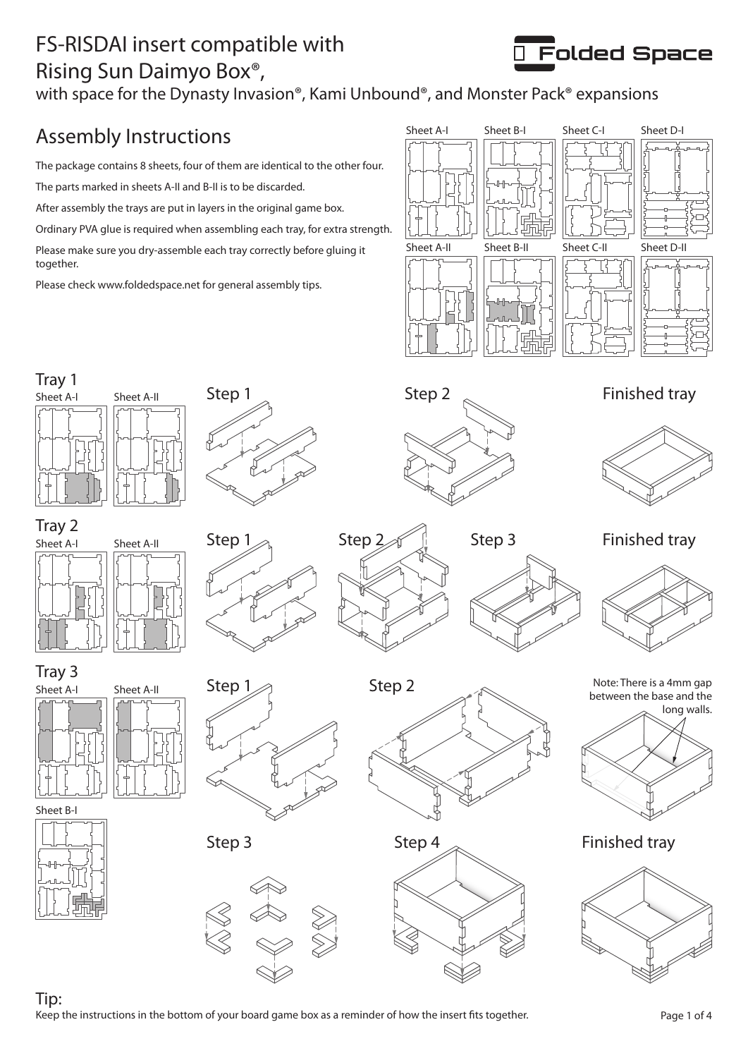# FS-RISDAI insert compatible with Rising Sun Daimyo Box®,

with space for the Dynasty Invasion®, Kami Unbound®, and Monster Pack® expansions

Folded Space

## Assembly Instructions

The package contains 8 sheets, four of them are identical to the other four.

The parts marked in sheets A-II and B-II is to be discarded.

After assembly the trays are put in layers in the original game box.

Ordinary PVA glue is required when assembling each tray, for extra strength.

Please make sure you dry-assemble each tray correctly before gluing it together.

Please check www.foldedspace.net for general assembly tips.

Sheet A-I | Sheet B-I | Sheet C-I | Sheet D-I

Sheet A-II | Sheet B-II | Sheet C-II | Sheet D-II

### Tray 1

Sheet A-I | Sheet A-II

Step 1 | Step 2 | Finished tray

### Tray 2

Sheet A-I | Sheet A-II

Step 1 | Step 2 | Step 3 | Finished tray

### Tray 3

Sheet A-I | Sheet A-II

Sheet B-I

Step 1 | Step 2

Note: There is a 4mm gap between the base and the long walls.

Step 3 | Step 4 | Finished tray

### Tip:

Keep the instructions in the bottom of your board game box as a reminder of how the insert fits together.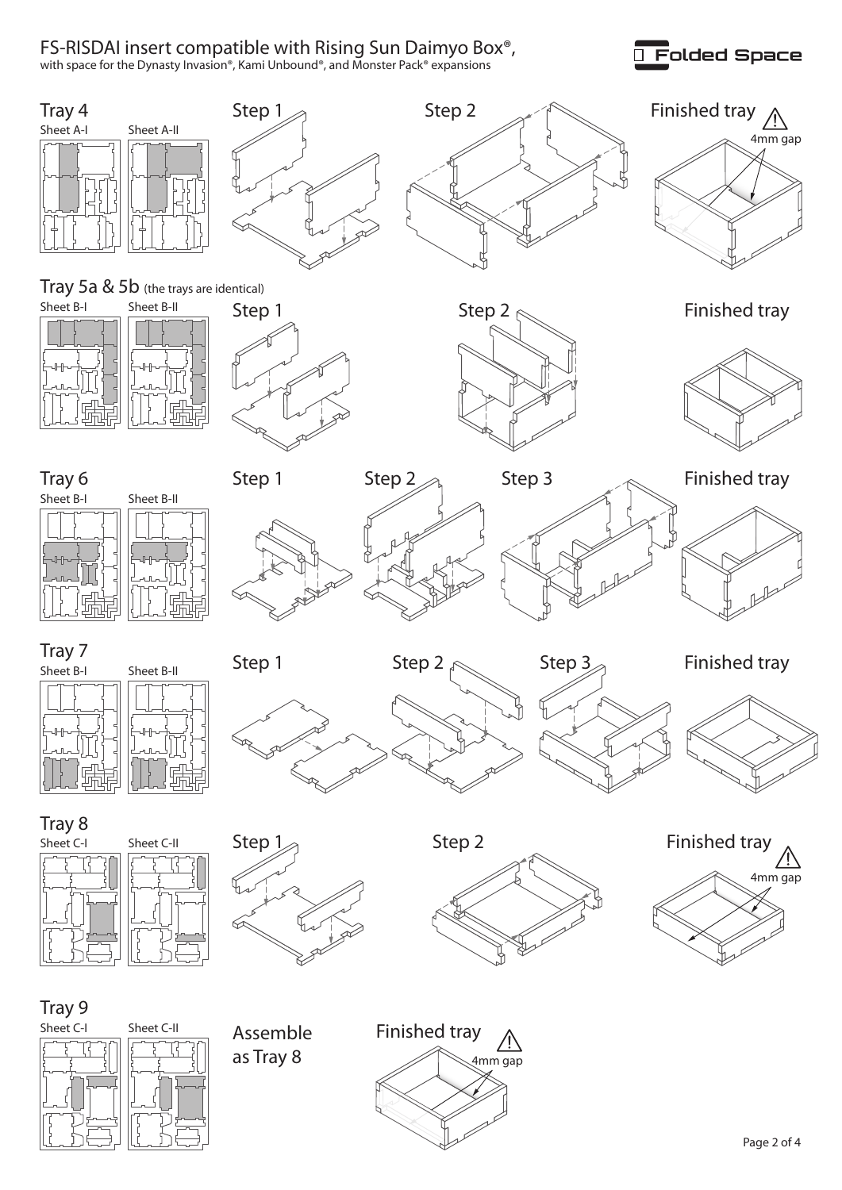# FS-RISDAI insert compatible with Rising Sun Daimyo Box®,

with space for the Dynasty Invasion®, Kami Unbound®, and Monster Pack® expansions

Folded Space

## Tray 4

Sheet A-I Sheet A-II

Step 1

Step 2

Finished tray

4mm gap

## Tray 5a & 5b (the trays are identical)

Sheet B-I Sheet B-II

Step 1

Step 2

Finished tray

## Tray 6

Sheet B-I Sheet B-II

Step 1

Step 2

Step 3

Finished tray

## Tray 7

Sheet B-I Sheet B-II

Step 1

Step 2

Step 3

Finished tray

## Tray 8

Sheet C-I Sheet C-II

Step 1

Step 2

Finished tray

4mm gap

## Tray 9

Sheet C-I Sheet C-II

Assemble as Tray 8

Finished tray

4mm gap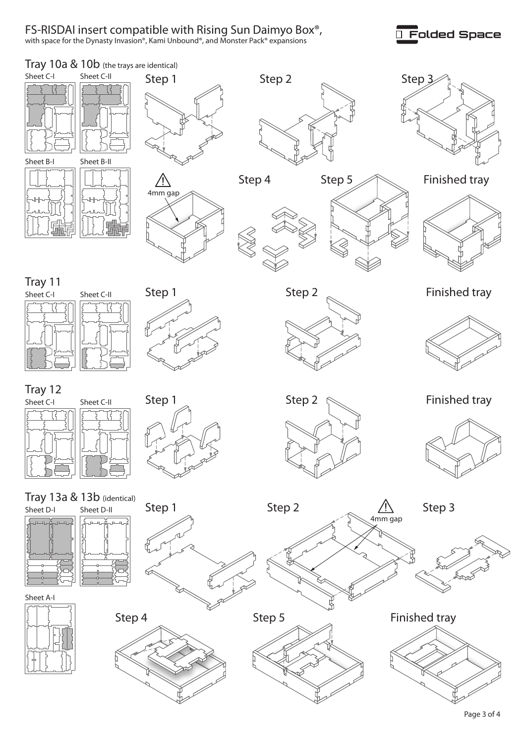# FS-RISDAI insert compatible with Rising Sun Daimyo Box®,

with space for the Dynasty Invasion®, Kami Unbound®, and Monster Pack® expansions

Folded Space

## Tray 10a & 10b (the trays are identical)

Sheet C-I

Sheet C-II

Sheet B-I

Sheet B-II

Step 1

Step 2

Step 3

4mm gap

Step 4

Step 5

Finished tray

## Tray 11

Sheet C-I

Sheet C-II

Step 1

Step 2

Finished tray

## Tray 12

Sheet C-I

Sheet C-II

Step 1

Step 2

Finished tray

## Tray 13a & 13b (identical)

Sheet D-I

Sheet D-II

Sheet A-I

Step 1

Step 2

4mm gap

Step 3

Step 4

Step 5

Finished tray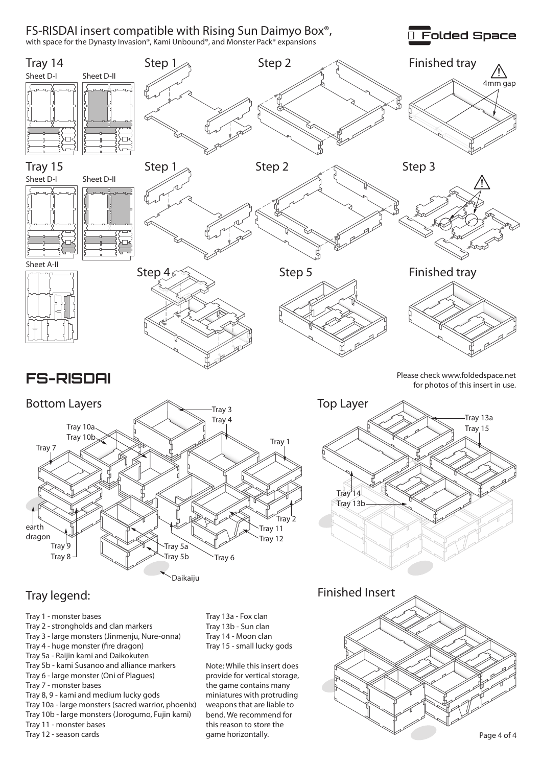# FS-RISDAI insert compatible with Rising Sun Daimyo Box®,

with space for the Dynasty Invasion®, Kami Unbound®, and Monster Pack® expansions

Folded Space

## Tray 14

Sheet D-I

Sheet D-II

Step 1

Step 2

Finished tray

4mm gap

## Tray 15

Sheet D-I

Sheet D-II

Sheet A-II

Step 1

Step 2

Step 3

Step 4

Step 5

Finished tray

# FS-RISDAI

Please check www.foldedspace.net for photos of this insert in use.

## Bottom Layers

Tray 3
Tray 4
Tray 10a
Tray 10b
Tray 1
Tray 7
Tray 2
earth dragon
Tray 11
Tray 12
Tray 9
Tray 8
Tray 5a
Tray 5b
Tray 6
Daikaiju

## Top Layer

Tray 13a
Tray 15
Tray 14
Tray 13b

## Tray legend:

Tray 1 - monster bases
Tray 2 - strongholds and clan markers
Tray 3 - large monsters (Jinmenju, Nure-onna)
Tray 4 - huge monster (fire dragon)
Tray 5a - Raijin kami and Daikokuten
Tray 5b - kami Susanoo and alliance markers
Tray 6 - large monster (Oni of Plagues)
Tray 7 - monster bases
Tray 8, 9 - kami and medium lucky gods
Tray 10a - large monsters (sacred warrior, phoenix)
Tray 10b - large monsters (Jorogumo, Fujin kami)
Tray 11 - monster bases
Tray 12 - season cards

Tray 13a - Fox clan
Tray 13b - Sun clan
Tray 14 - Moon clan
Tray 15 - small lucky gods

Note: While this insert does provide for vertical storage, the game contains many miniatures with protruding weapons that are liable to bend. We recommend for this reason to store the game horizontally.

## Finished Insert